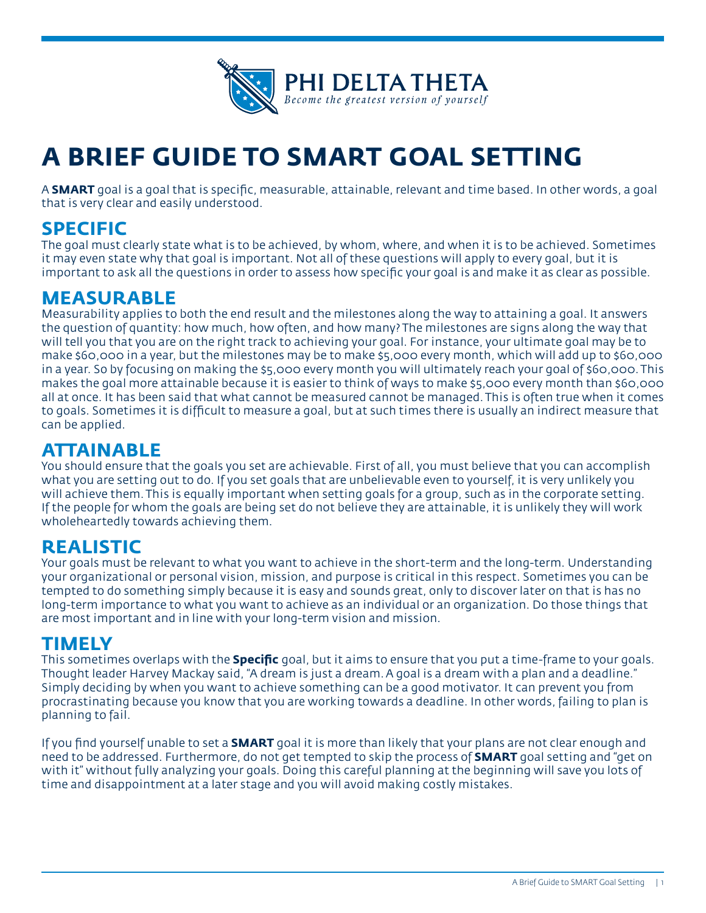PHI DELTA THETA

*Become the greatest version of yourself*

# A BRIEF GUIDE TO SMART GOAL SETTING

A **SMART** goal is a goal that is specific, measurable, attainable, relevant and time based. In other words, a goal that is very clear and easily understood.

## SPECIFIC

The goal must clearly state what is to be achieved, by whom, where, and when it is to be achieved. Sometimes it may even state why that goal is important. Not all of these questions will apply to every goal, but it is important to ask all the questions in order to assess how specific your goal is and make it as clear as possible.

## MEASURABLE

Measurability applies to both the end result and the milestones along the way to attaining a goal. It answers the question of quantity: how much, how often, and how many? The milestones are signs along the way that will tell you that you are on the right track to achieving your goal. For instance, your ultimate goal may be to make $60,000 in a year, but the milestones may be to make $5,000 every month, which will add up to $60,000 in a year. So by focusing on making the $5,000 every month you will ultimately reach your goal of $60,000. This makes the goal more attainable because it is easier to think of ways to make $5,000 every month than $60,000 all at once. It has been said that what cannot be measured cannot be managed. This is often true when it comes to goals. Sometimes it is difficult to measure a goal, but at such times there is usually an indirect measure that can be applied.

## ATTAINABLE

You should ensure that the goals you set are achievable. First of all, you must believe that you can accomplish what you are setting out to do. If you set goals that are unbelievable even to yourself, it is very unlikely you will achieve them. This is equally important when setting goals for a group, such as in the corporate setting. If the people for whom the goals are being set do not believe they are attainable, it is unlikely they will work wholeheartedly towards achieving them.

## REALISTIC

Your goals must be relevant to what you want to achieve in the short-term and the long-term. Understanding your organizational or personal vision, mission, and purpose is critical in this respect. Sometimes you can be tempted to do something simply because it is easy and sounds great, only to discover later on that is has no long-term importance to what you want to achieve as an individual or an organization. Do those things that are most important and in line with your long-term vision and mission.

## TIMELY

This sometimes overlaps with the **Specific** goal, but it aims to ensure that you put a time-frame to your goals. Thought leader Harvey Mackay said, "A dream is just a dream. A goal is a dream with a plan and a deadline." Simply deciding by when you want to achieve something can be a good motivator. It can prevent you from procrastinating because you know that you are working towards a deadline. In other words, failing to plan is planning to fail.

If you find yourself unable to set a **SMART** goal it is more than likely that your plans are not clear enough and need to be addressed. Furthermore, do not get tempted to skip the process of **SMART** goal setting and "get on with it" without fully analyzing your goals. Doing this careful planning at the beginning will save you lots of time and disappointment at a later stage and you will avoid making costly mistakes.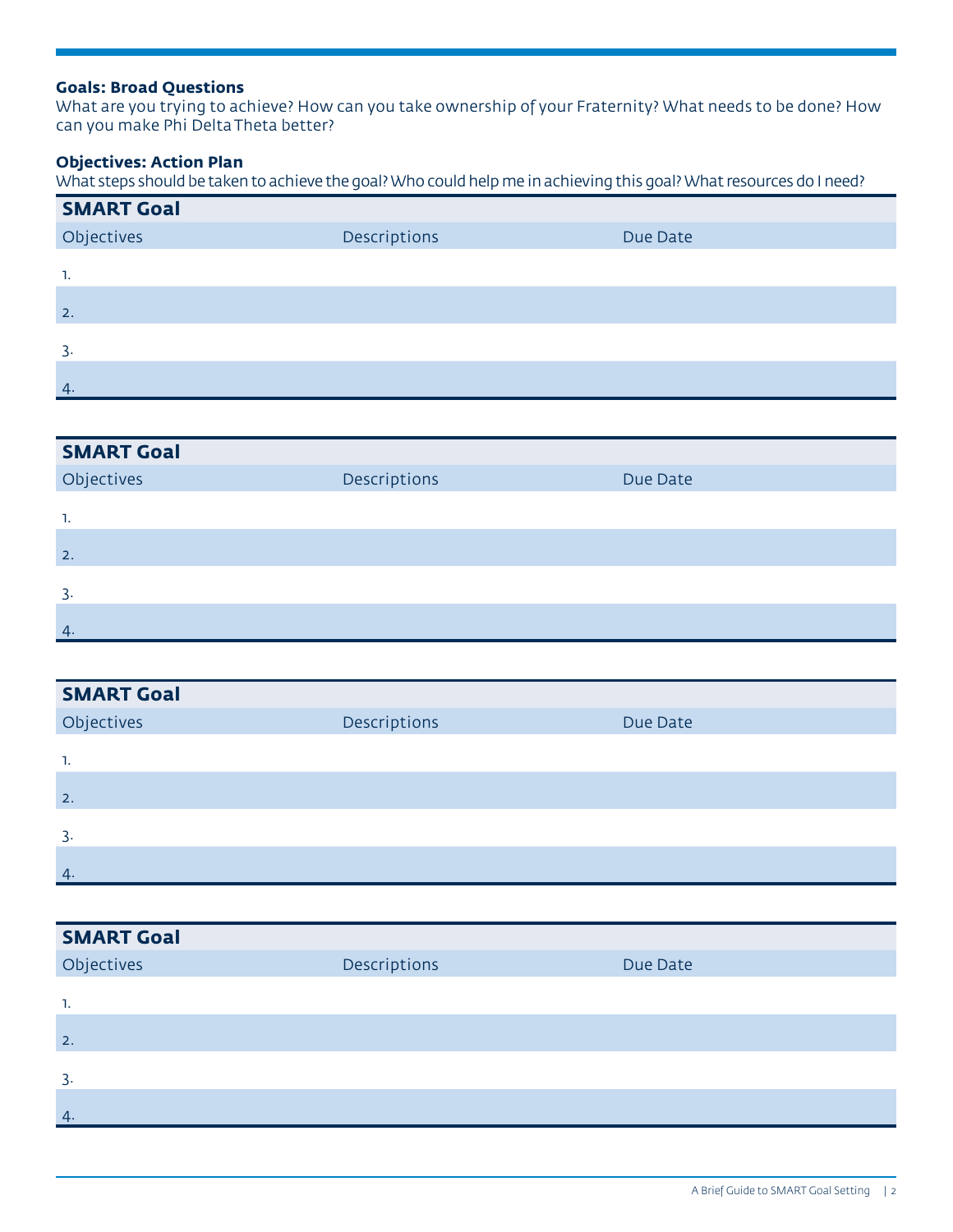**Goals: Broad Questions**
What are you trying to achieve? How can you take ownership of your Fraternity? What needs to be done? How can you make Phi Delta Theta better?

**Objectives: Action Plan**
What steps should be taken to achieve the goal? Who could help me in achieving this goal? What resources do I need?

| **SMART Goal** | | |
|---|---|---|
| Objectives | Descriptions | Due Date |
| 1. | | |
| 2. | | |
| 3. | | |
| 4. | | |

| **SMART Goal** | | |
|---|---|---|
| Objectives | Descriptions | Due Date |
| 1. | | |
| 2. | | |
| 3. | | |
| 4. | | |

| **SMART Goal** | | |
|---|---|---|
| Objectives | Descriptions | Due Date |
| 1. | | |
| 2. | | |
| 3. | | |
| 4. | | |

| **SMART Goal** | | |
|---|---|---|
| Objectives | Descriptions | Due Date |
| 1. | | |
| 2. | | |
| 3. | | |
| 4. | | |